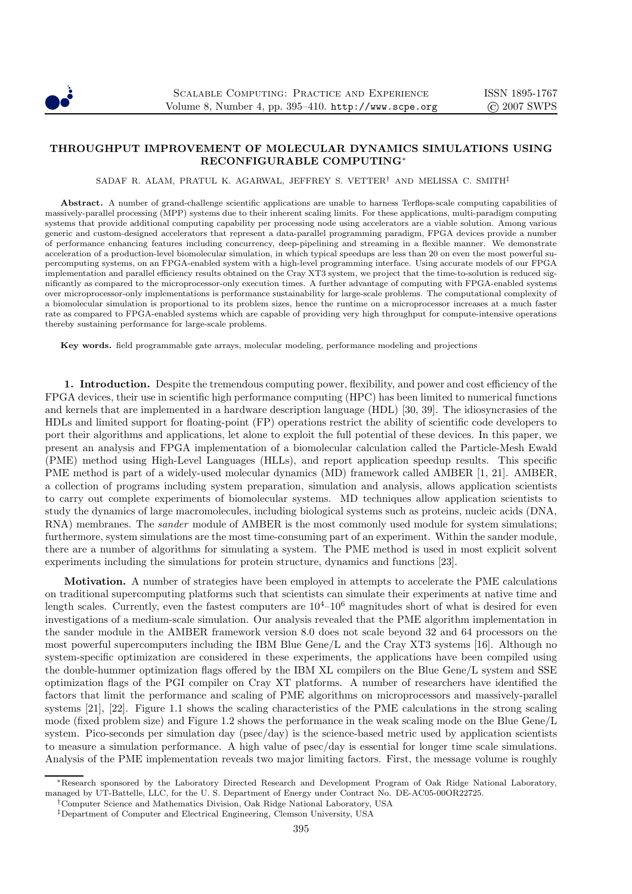# THROUGHPUT IMPROVEMENT OF MOLECULAR DYNAMICS SIMULATIONS USING RECONFIGURABLE COMPUTING*

SADAF R. ALAM, PRATUL K. AGARWAL, JEFFREY S. VETTER† AND MELISSA C. SMITH‡

**Abstract.** A number of grand-challenge scientific applications are unable to harness Terflops-scale computing capabilities of massively-parallel processing (MPP) systems due to their inherent scaling limits. For these applications, multi-paradigm computing systems that provide additional computing capability per processing node using accelerators are a viable solution. Among various generic and custom-designed accelerators that represent a data-parallel programming paradigm, FPGA devices provide a number of performance enhancing features including concurrency, deep-pipelining and streaming in a flexible manner. We demonstrate acceleration of a production-level biomolecular simulation, in which typical speedups are less than 20 on even the most powerful supercomputing systems, on an FPGA-enabled system with a high-level programming interface. Using accurate models of our FPGA implementation and parallel efficiency results obtained on the Cray XT3 system, we project that the time-to-solution is reduced significantly as compared to the microprocessor-only execution times. A further advantage of computing with FPGA-enabled systems over microprocessor-only implementations is performance sustainability for large-scale problems. The computational complexity of a biomolecular simulation is proportional to its problem sizes, hence the runtime on a microprocessor increases at a much faster rate as compared to FPGA-enabled systems which are capable of providing very high throughput for compute-intensive operations thereby sustaining performance for large-scale problems.

**Key words.** field programmable gate arrays, molecular modeling, performance modeling and projections

**1. Introduction.** Despite the tremendous computing power, flexibility, and power and cost efficiency of the FPGA devices, their use in scientific high performance computing (HPC) has been limited to numerical functions and kernels that are implemented in a hardware description language (HDL) [30, 39]. The idiosyncrasies of the HDLs and limited support for floating-point (FP) operations restrict the ability of scientific code developers to port their algorithms and applications, let alone to exploit the full potential of these devices. In this paper, we present an analysis and FPGA implementation of a biomolecular calculation called the Particle-Mesh Ewald (PME) method using High-Level Languages (HLLs), and report application speedup results. This specific PME method is part of a widely-used molecular dynamics (MD) framework called AMBER [1, 21]. AMBER, a collection of programs including system preparation, simulation and analysis, allows application scientists to carry out complete experiments of biomolecular systems. MD techniques allow application scientists to study the dynamics of large macromolecules, including biological systems such as proteins, nucleic acids (DNA, RNA) membranes. The *sander* module of AMBER is the most commonly used module for system simulations; furthermore, system simulations are the most time-consuming part of an experiment. Within the sander module, there are a number of algorithms for simulating a system. The PME method is used in most explicit solvent experiments including the simulations for protein structure, dynamics and functions [23].

**Motivation.** A number of strategies have been employed in attempts to accelerate the PME calculations on traditional supercomputing platforms such that scientists can simulate their experiments at native time and length scales. Currently, even the fastest computers are $10^4$–$10^6$ magnitudes short of what is desired for even investigations of a medium-scale simulation. Our analysis revealed that the PME algorithm implementation in the sander module in the AMBER framework version 8.0 does not scale beyond 32 and 64 processors on the most powerful supercomputers including the IBM Blue Gene/L and the Cray XT3 systems [16]. Although no system-specific optimization are considered in these experiments, the applications have been compiled using the double-hummer optimization flags offered by the IBM XL compilers on the Blue Gene/L system and SSE optimization flags of the PGI compiler on Cray XT platforms. A number of researchers have identified the factors that limit the performance and scaling of PME algorithms on microprocessors and massively-parallel systems [21], [22]. Figure 1.1 shows the scaling characteristics of the PME calculations in the strong scaling mode (fixed problem size) and Figure 1.2 shows the performance in the weak scaling mode on the Blue Gene/L system. Pico-seconds per simulation day (psec/day) is the science-based metric used by application scientists to measure a simulation performance. A high value of psec/day is essential for longer time scale simulations. Analysis of the PME implementation reveals two major limiting factors. First, the message volume is roughly

---

*Research sponsored by the Laboratory Directed Research and Development Program of Oak Ridge National Laboratory, managed by UT-Battelle, LLC, for the U. S. Department of Energy under Contract No. DE-AC05-00OR22725.

†Computer Science and Mathematics Division, Oak Ridge National Laboratory, USA

‡Department of Computer and Electrical Engineering, Clemson University, USA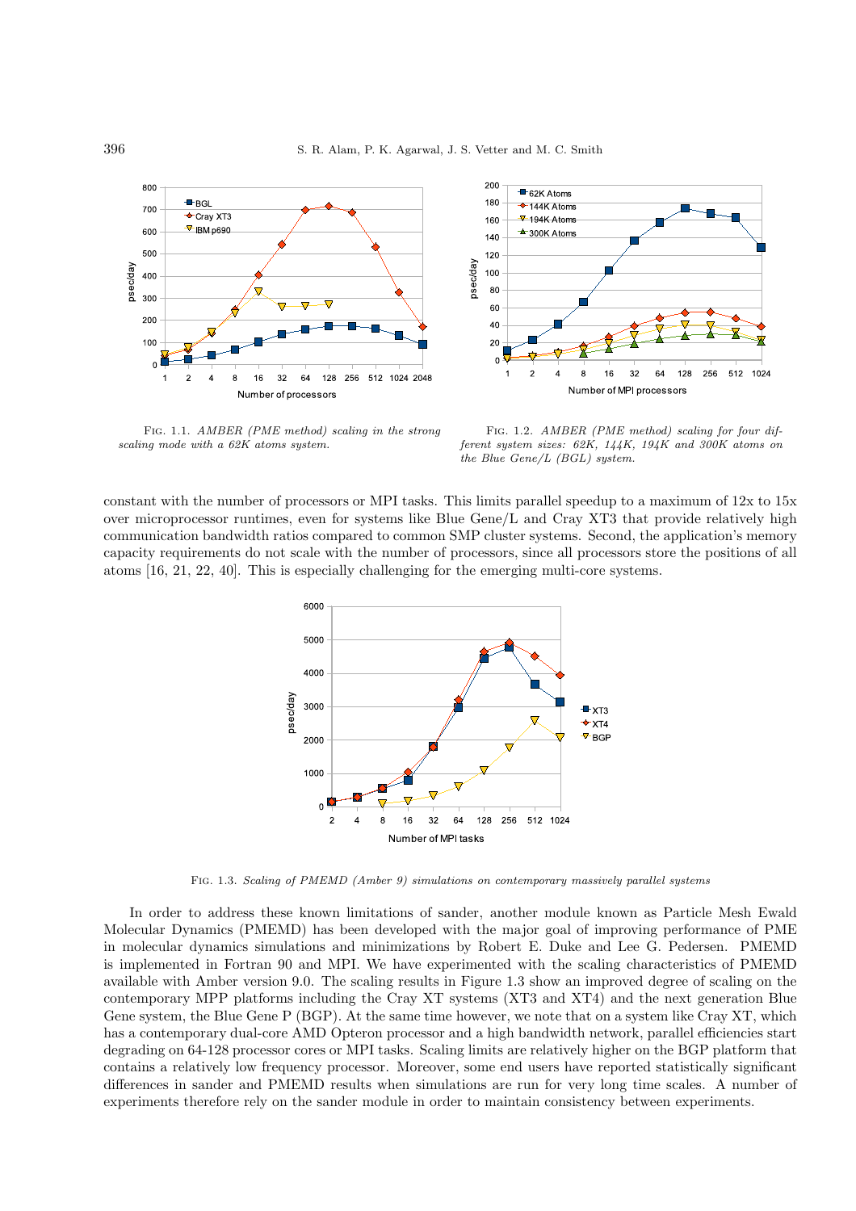FIG. 1.1. *AMBER (PME method) scaling in the strong scaling mode with a 62K atoms system.*

FIG. 1.2. *AMBER (PME method) scaling for four different system sizes: 62K, 144K, 194K and 300K atoms on the Blue Gene/L (BGL) system.*

constant with the number of processors or MPI tasks. This limits parallel speedup to a maximum of 12x to 15x over microprocessor runtimes, even for systems like Blue Gene/L and Cray XT3 that provide relatively high communication bandwidth ratios compared to common SMP cluster systems. Second, the application's memory capacity requirements do not scale with the number of processors, since all processors store the positions of all atoms [16, 21, 22, 40]. This is especially challenging for the emerging multi-core systems.

FIG. 1.3. *Scaling of PMEMD (Amber 9) simulations on contemporary massively parallel systems*

In order to address these known limitations of sander, another module known as Particle Mesh Ewald Molecular Dynamics (PMEMD) has been developed with the major goal of improving performance of PME in molecular dynamics simulations and minimizations by Robert E. Duke and Lee G. Pedersen. PMEMD is implemented in Fortran 90 and MPI. We have experimented with the scaling characteristics of PMEMD available with Amber version 9.0. The scaling results in Figure 1.3 show an improved degree of scaling on the contemporary MPP platforms including the Cray XT systems (XT3 and XT4) and the next generation Blue Gene system, the Blue Gene P (BGP). At the same time however, we note that on a system like Cray XT, which has a contemporary dual-core AMD Opteron processor and a high bandwidth network, parallel efficiencies start degrading on 64-128 processor cores or MPI tasks. Scaling limits are relatively higher on the BGP platform that contains a relatively low frequency processor. Moreover, some end users have reported statistically significant differences in sander and PMEMD results when simulations are run for very long time scales. A number of experiments therefore rely on the sander module in order to maintain consistency between experiments.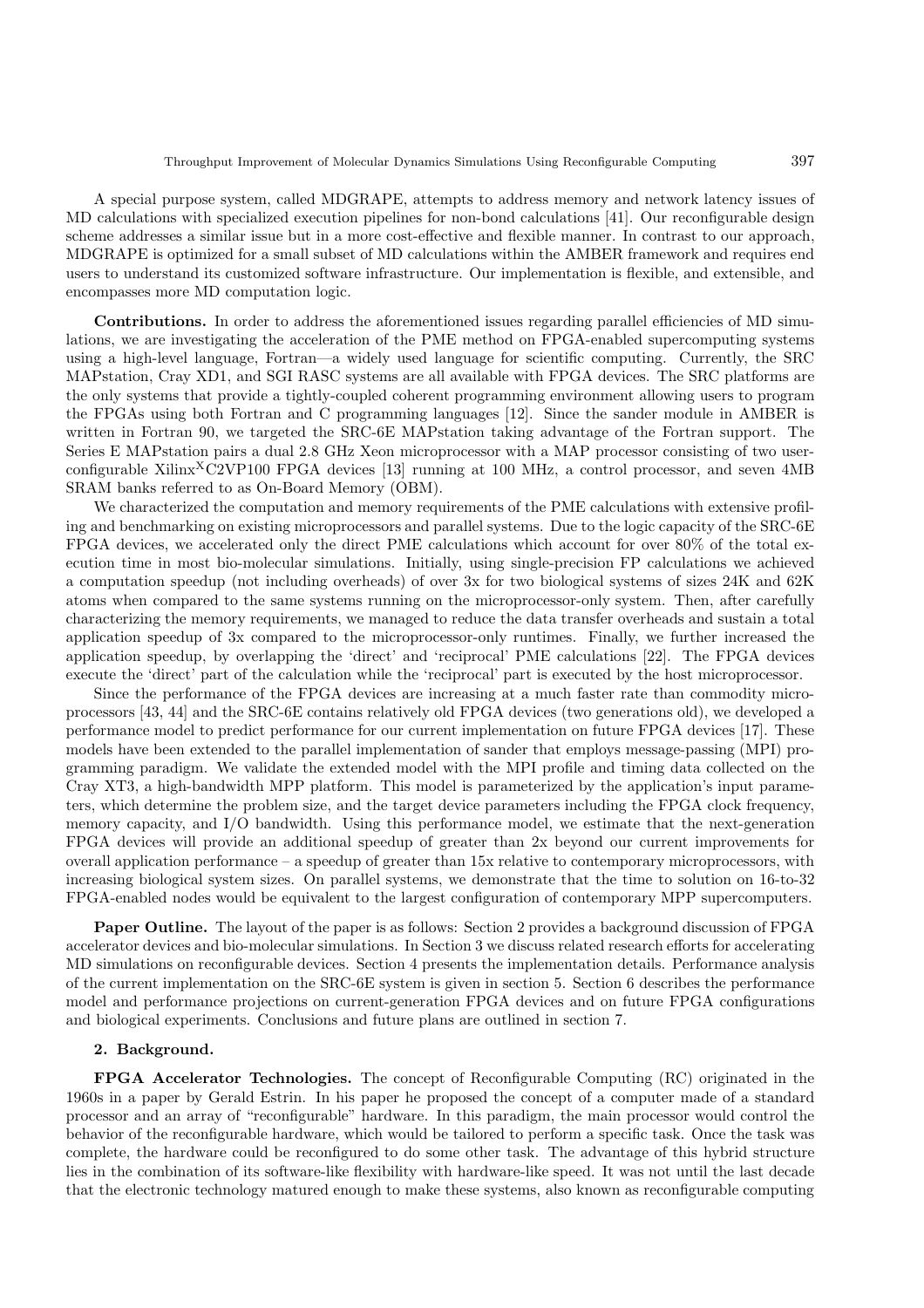A special purpose system, called MDGRAPE, attempts to address memory and network latency issues of MD calculations with specialized execution pipelines for non-bond calculations [41]. Our reconfigurable design scheme addresses a similar issue but in a more cost-effective and flexible manner. In contrast to our approach, MDGRAPE is optimized for a small subset of MD calculations within the AMBER framework and requires end users to understand its customized software infrastructure. Our implementation is flexible, and extensible, and encompasses more MD computation logic.

**Contributions.** In order to address the aforementioned issues regarding parallel efficiencies of MD simulations, we are investigating the acceleration of the PME method on FPGA-enabled supercomputing systems using a high-level language, Fortran—a widely used language for scientific computing. Currently, the SRC MAPstation, Cray XD1, and SGI RASC systems are all available with FPGA devices. The SRC platforms are the only systems that provide a tightly-coupled coherent programming environment allowing users to program the FPGAs using both Fortran and C programming languages [12]. Since the sander module in AMBER is written in Fortran 90, we targeted the SRC-6E MAPstation taking advantage of the Fortran support. The Series E MAPstation pairs a dual 2.8 GHz Xeon microprocessor with a MAP processor consisting of two user-configurable Xilinx$^{X}$C2VP100 FPGA devices [13] running at 100 MHz, a control processor, and seven 4MB SRAM banks referred to as On-Board Memory (OBM).

We characterized the computation and memory requirements of the PME calculations with extensive profiling and benchmarking on existing microprocessors and parallel systems. Due to the logic capacity of the SRC-6E FPGA devices, we accelerated only the direct PME calculations which account for over 80% of the total execution time in most bio-molecular simulations. Initially, using single-precision FP calculations we achieved a computation speedup (not including overheads) of over 3x for two biological systems of sizes 24K and 62K atoms when compared to the same systems running on the microprocessor-only system. Then, after carefully characterizing the memory requirements, we managed to reduce the data transfer overheads and sustain a total application speedup of 3x compared to the microprocessor-only runtimes. Finally, we further increased the application speedup, by overlapping the 'direct' and 'reciprocal' PME calculations [22]. The FPGA devices execute the 'direct' part of the calculation while the 'reciprocal' part is executed by the host microprocessor.

Since the performance of the FPGA devices are increasing at a much faster rate than commodity microprocessors [43, 44] and the SRC-6E contains relatively old FPGA devices (two generations old), we developed a performance model to predict performance for our current implementation on future FPGA devices [17]. These models have been extended to the parallel implementation of sander that employs message-passing (MPI) programming paradigm. We validate the extended model with the MPI profile and timing data collected on the Cray XT3, a high-bandwidth MPP platform. This model is parameterized by the application's input parameters, which determine the problem size, and the target device parameters including the FPGA clock frequency, memory capacity, and I/O bandwidth. Using this performance model, we estimate that the next-generation FPGA devices will provide an additional speedup of greater than 2x beyond our current improvements for overall application performance – a speedup of greater than 15x relative to contemporary microprocessors, with increasing biological system sizes. On parallel systems, we demonstrate that the time to solution on 16-to-32 FPGA-enabled nodes would be equivalent to the largest configuration of contemporary MPP supercomputers.

**Paper Outline.** The layout of the paper is as follows: Section 2 provides a background discussion of FPGA accelerator devices and bio-molecular simulations. In Section 3 we discuss related research efforts for accelerating MD simulations on reconfigurable devices. Section 4 presents the implementation details. Performance analysis of the current implementation on the SRC-6E system is given in section 5. Section 6 describes the performance model and performance projections on current-generation FPGA devices and on future FPGA configurations and biological experiments. Conclusions and future plans are outlined in section 7.

## 2. Background.

**FPGA Accelerator Technologies.** The concept of Reconfigurable Computing (RC) originated in the 1960s in a paper by Gerald Estrin. In his paper he proposed the concept of a computer made of a standard processor and an array of "reconfigurable" hardware. In this paradigm, the main processor would control the behavior of the reconfigurable hardware, which would be tailored to perform a specific task. Once the task was complete, the hardware could be reconfigured to do some other task. The advantage of this hybrid structure lies in the combination of its software-like flexibility with hardware-like speed. It was not until the last decade that the electronic technology matured enough to make these systems, also known as reconfigurable computing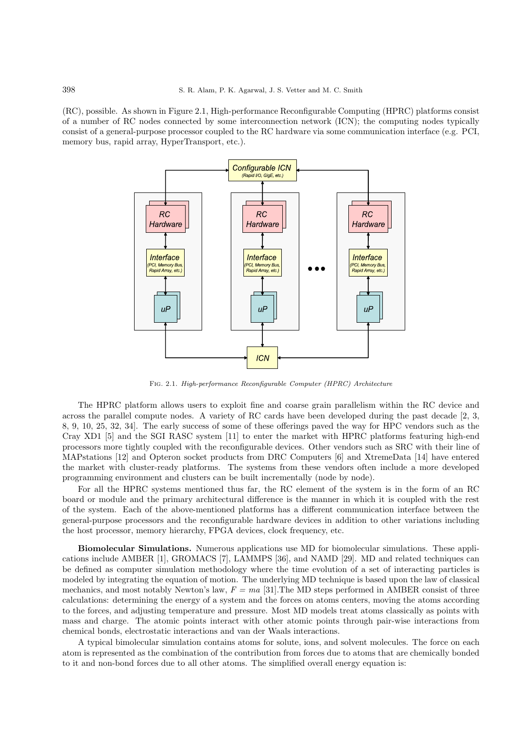(RC), possible. As shown in Figure 2.1, High-performance Reconfigurable Computing (HPRC) platforms consist of a number of RC nodes connected by some interconnection network (ICN); the computing nodes typically consist of a general-purpose processor coupled to the RC hardware via some communication interface (e.g. PCI, memory bus, rapid array, HyperTransport, etc.).

Fig. 2.1. *High-performance Reconfigurable Computer (HPRC) Architecture*

The HPRC platform allows users to exploit fine and coarse grain parallelism within the RC device and across the parallel compute nodes. A variety of RC cards have been developed during the past decade [2, 3, 8, 9, 10, 25, 32, 34]. The early success of some of these offerings paved the way for HPC vendors such as the Cray XD1 [5] and the SGI RASC system [11] to enter the market with HPRC platforms featuring high-end processors more tightly coupled with the reconfigurable devices. Other vendors such as SRC with their line of MAPstations [12] and Opteron socket products from DRC Computers [6] and XtremeData [14] have entered the market with cluster-ready platforms. The systems from these vendors often include a more developed programming environment and clusters can be built incrementally (node by node).

For all the HPRC systems mentioned thus far, the RC element of the system is in the form of an RC board or module and the primary architectural difference is the manner in which it is coupled with the rest of the system. Each of the above-mentioned platforms has a different communication interface between the general-purpose processors and the reconfigurable hardware devices in addition to other variations including the host processor, memory hierarchy, FPGA devices, clock frequency, etc.

**Biomolecular Simulations.** Numerous applications use MD for biomolecular simulations. These applications include AMBER [1], GROMACS [7], LAMMPS [36], and NAMD [29]. MD and related techniques can be defined as computer simulation methodology where the time evolution of a set of interacting particles is modeled by integrating the equation of motion. The underlying MD technique is based upon the law of classical mechanics, and most notably Newton's law, $F = ma$ [31].The MD steps performed in AMBER consist of three calculations: determining the energy of a system and the forces on atoms centers, moving the atoms according to the forces, and adjusting temperature and pressure. Most MD models treat atoms classically as points with mass and charge. The atomic points interact with other atomic points through pair-wise interactions from chemical bonds, electrostatic interactions and van der Waals interactions.

A typical bimolecular simulation contains atoms for solute, ions, and solvent molecules. The force on each atom is represented as the combination of the contribution from forces due to atoms that are chemically bonded to it and non-bond forces due to all other atoms. The simplified overall energy equation is: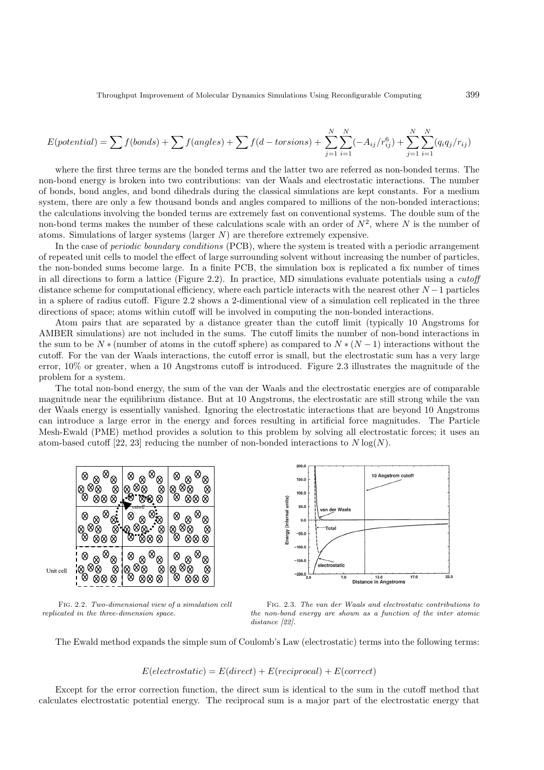$$E(potential) = \sum f(bonds) + \sum f(angles) + \sum f(d - torsions) + \sum_{j=1}^{N}\sum_{i=1}^{N}(-A_{ij}/r_{ij}^6) + \sum_{j=1}^{N}\sum_{i=1}^{N}(q_i q_j/r_{ij})$$

where the first three terms are the bonded terms and the latter two are referred as non-bonded terms. The non-bond energy is broken into two contributions: van der Waals and electrostatic interactions. The number of bonds, bond angles, and bond dihedrals during the classical simulations are kept constants. For a medium system, there are only a few thousand bonds and angles compared to millions of the non-bonded interactions; the calculations involving the bonded terms are extremely fast on conventional systems. The double sum of the non-bond terms makes the number of these calculations scale with an order of $N^2$, where $N$ is the number of atoms. Simulations of larger systems (larger $N$) are therefore extremely expensive.

In the case of *periodic boundary conditions* (PCB), where the system is treated with a periodic arrangement of repeated unit cells to model the effect of large surrounding solvent without increasing the number of particles, the non-bonded sums become large. In a finite PCB, the simulation box is replicated a fix number of times in all directions to form a lattice (Figure 2.2). In practice, MD simulations evaluate potentials using a *cutoff* distance scheme for computational efficiency, where each particle interacts with the nearest other $N-1$ particles in a sphere of radius cutoff. Figure 2.2 shows a 2-dimentional view of a simulation cell replicated in the three directions of space; atoms within cutoff will be involved in computing the non-bonded interactions.

Atom pairs that are separated by a distance greater than the cutoff limit (typically 10 Angstroms for AMBER simulations) are not included in the sums. The cutoff limits the number of non-bond interactions in the sum to be $N *$ (number of atoms in the cutoff sphere) as compared to $N * (N-1)$ interactions without the cutoff. For the van der Waals interactions, the cutoff error is small, but the electrostatic sum has a very large error, 10% or greater, when a 10 Angstroms cutoff is introduced. Figure 2.3 illustrates the magnitude of the problem for a system.

The total non-bond energy, the sum of the van der Waals and the electrostatic energies are of comparable magnitude near the equilibrium distance. But at 10 Angstroms, the electrostatic are still strong while the van der Waals energy is essentially vanished. Ignoring the electrostatic interactions that are beyond 10 Angstroms can introduce a large error in the energy and forces resulting in artificial force magnitudes. The Particle Mesh-Ewald (PME) method provides a solution to this problem by solving all electrostatic forces; it uses an atom-based cutoff [22, 23] reducing the number of non-bonded interactions to $N\log(N)$.

Fig. 2.2. *Two-dimensional view of a simulation cell replicated in the three-dimension space.*

Fig. 2.3. *The van der Waals and electrostatic contributions to the non-bond energy are shown as a function of the inter atomic distance [22].*

The Ewald method expands the simple sum of Coulomb's Law (electrostatic) terms into the following terms:

$$E(electrostatic) = E(direct) + E(reciprocal) + E(correct)$$

Except for the error correction function, the direct sum is identical to the sum in the cutoff method that calculates electrostatic potential energy. The reciprocal sum is a major part of the electrostatic energy that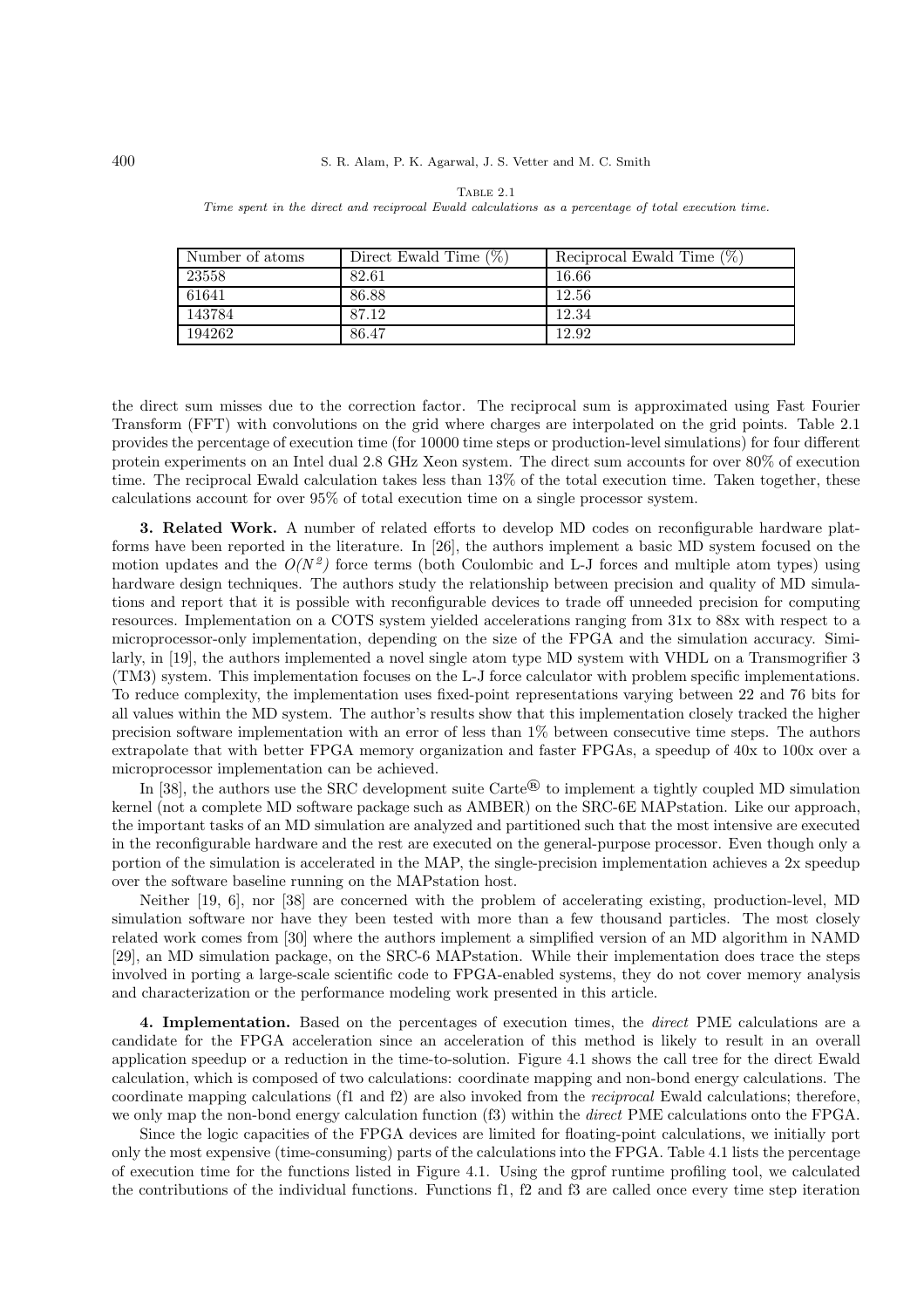Table 2.1

*Time spent in the direct and reciprocal Ewald calculations as a percentage of total execution time.*

| Number of atoms | Direct Ewald Time (%) | Reciprocal Ewald Time (%) |
|---|---|---|
| 23558 | 82.61 | 16.66 |
| 61641 | 86.88 | 12.56 |
| 143784 | 87.12 | 12.34 |
| 194262 | 86.47 | 12.92 |

the direct sum misses due to the correction factor. The reciprocal sum is approximated using Fast Fourier Transform (FFT) with convolutions on the grid where charges are interpolated on the grid points. Table 2.1 provides the percentage of execution time (for 10000 time steps or production-level simulations) for four different protein experiments on an Intel dual 2.8 GHz Xeon system. The direct sum accounts for over 80% of execution time. The reciprocal Ewald calculation takes less than 13% of the total execution time. Taken together, these calculations account for over 95% of total execution time on a single processor system.

**3. Related Work.** A number of related efforts to develop MD codes on reconfigurable hardware platforms have been reported in the literature. In [26], the authors implement a basic MD system focused on the motion updates and the $O(N^2)$ force terms (both Coulombic and L-J forces and multiple atom types) using hardware design techniques. The authors study the relationship between precision and quality of MD simulations and report that it is possible with reconfigurable devices to trade off unneeded precision for computing resources. Implementation on a COTS system yielded accelerations ranging from 31x to 88x with respect to a microprocessor-only implementation, depending on the size of the FPGA and the simulation accuracy. Similarly, in [19], the authors implemented a novel single atom type MD system with VHDL on a Transmogrifier 3 (TM3) system. This implementation focuses on the L-J force calculator with problem specific implementations. To reduce complexity, the implementation uses fixed-point representations varying between 22 and 76 bits for all values within the MD system. The author's results show that this implementation closely tracked the higher precision software implementation with an error of less than 1% between consecutive time steps. The authors extrapolate that with better FPGA memory organization and faster FPGAs, a speedup of 40x to 100x over a microprocessor implementation can be achieved.

In [38], the authors use the SRC development suite Carte® to implement a tightly coupled MD simulation kernel (not a complete MD software package such as AMBER) on the SRC-6E MAPstation. Like our approach, the important tasks of an MD simulation are analyzed and partitioned such that the most intensive are executed in the reconfigurable hardware and the rest are executed on the general-purpose processor. Even though only a portion of the simulation is accelerated in the MAP, the single-precision implementation achieves a 2x speedup over the software baseline running on the MAPstation host.

Neither [19, 6], nor [38] are concerned with the problem of accelerating existing, production-level, MD simulation software nor have they been tested with more than a few thousand particles. The most closely related work comes from [30] where the authors implement a simplified version of an MD algorithm in NAMD [29], an MD simulation package, on the SRC-6 MAPstation. While their implementation does trace the steps involved in porting a large-scale scientific code to FPGA-enabled systems, they do not cover memory analysis and characterization or the performance modeling work presented in this article.

**4. Implementation.** Based on the percentages of execution times, the *direct* PME calculations are a candidate for the FPGA acceleration since an acceleration of this method is likely to result in an overall application speedup or a reduction in the time-to-solution. Figure 4.1 shows the call tree for the direct Ewald calculation, which is composed of two calculations: coordinate mapping and non-bond energy calculations. The coordinate mapping calculations (f1 and f2) are also invoked from the *reciprocal* Ewald calculations; therefore, we only map the non-bond energy calculation function (f3) within the *direct* PME calculations onto the FPGA.

Since the logic capacities of the FPGA devices are limited for floating-point calculations, we initially port only the most expensive (time-consuming) parts of the calculations into the FPGA. Table 4.1 lists the percentage of execution time for the functions listed in Figure 4.1. Using the gprof runtime profiling tool, we calculated the contributions of the individual functions. Functions f1, f2 and f3 are called once every time step iteration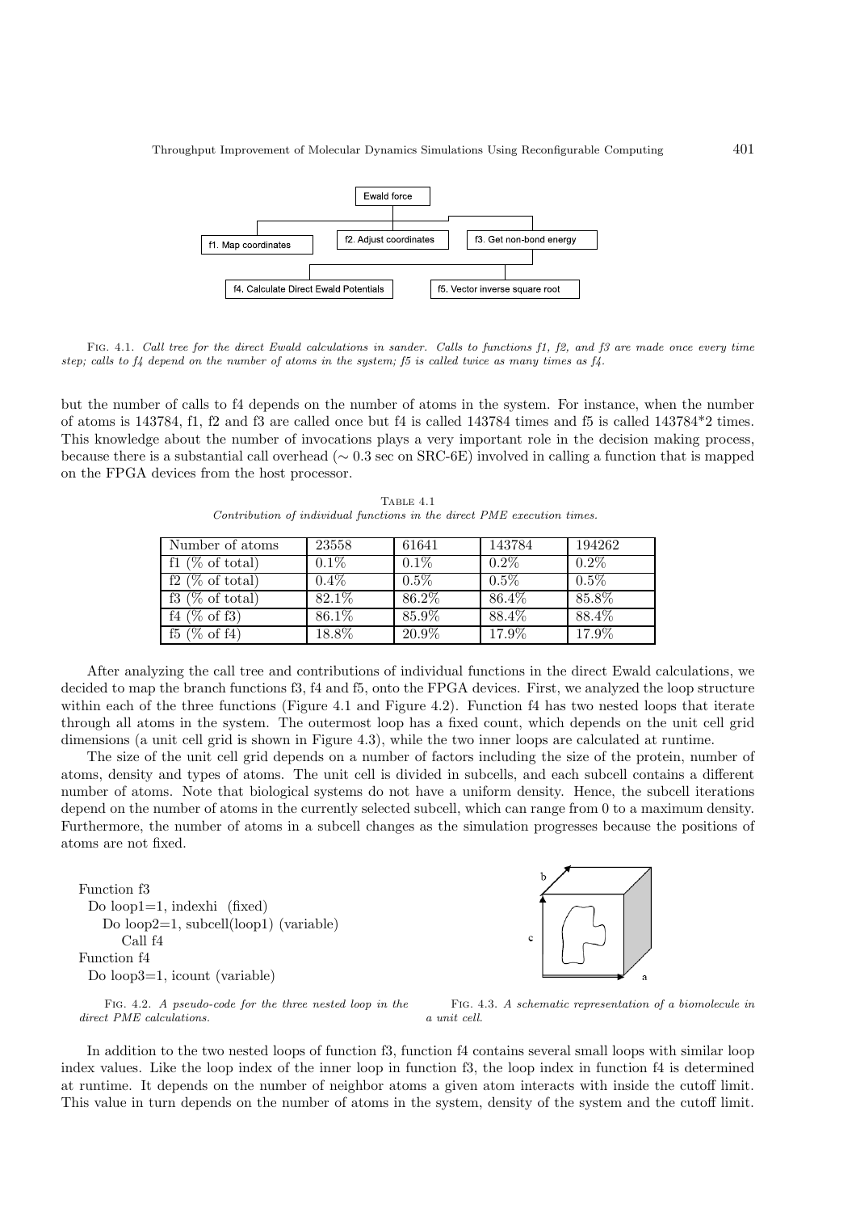Fig. 4.1. *Call tree for the direct Ewald calculations in sander. Calls to functions f1, f2, and f3 are made once every time step; calls to f4 depend on the number of atoms in the system; f5 is called twice as many times as f4.*

but the number of calls to f4 depends on the number of atoms in the system. For instance, when the number of atoms is 143784, f1, f2 and f3 are called once but f4 is called 143784 times and f5 is called 143784*2 times. This knowledge about the number of invocations plays a very important role in the decision making process, because there is a substantial call overhead ($\sim 0.3$ sec on SRC-6E) involved in calling a function that is mapped on the FPGA devices from the host processor.

Table 4.1
*Contribution of individual functions in the direct PME execution times.*

| Number of atoms | 23558 | 61641 | 143784 | 194262 |
|---|---|---|---|---|
| f1 (% of total) | 0.1% | 0.1% | 0.2% | 0.2% |
| f2 (% of total) | 0.4% | 0.5% | 0.5% | 0.5% |
| f3 (% of total) | 82.1% | 86.2% | 86.4% | 85.8% |
| f4 (% of f3) | 86.1% | 85.9% | 88.4% | 88.4% |
| f5 (% of f4) | 18.8% | 20.9% | 17.9% | 17.9% |

After analyzing the call tree and contributions of individual functions in the direct Ewald calculations, we decided to map the branch functions f3, f4 and f5, onto the FPGA devices. First, we analyzed the loop structure within each of the three functions (Figure 4.1 and Figure 4.2). Function f4 has two nested loops that iterate through all atoms in the system. The outermost loop has a fixed count, which depends on the unit cell grid dimensions (a unit cell grid is shown in Figure 4.3), while the two inner loops are calculated at runtime.

The size of the unit cell grid depends on a number of factors including the size of the protein, number of atoms, density and types of atoms. The unit cell is divided in subcells, and each subcell contains a different number of atoms. Note that biological systems do not have a uniform density. Hence, the subcell iterations depend on the number of atoms in the currently selected subcell, which can range from 0 to a maximum density. Furthermore, the number of atoms in a subcell changes as the simulation progresses because the positions of atoms are not fixed.

```
Function f3
  Do loop1=1, indexhi  (fixed)
     Do loop2=1, subcell(loop1) (variable)
        Call f4
Function f4
  Do loop3=1, icount (variable)
```

Fig. 4.2. *A pseudo-code for the three nested loop in the direct PME calculations.*

Fig. 4.3. *A schematic representation of a biomolecule in a unit cell.*

In addition to the two nested loops of function f3, function f4 contains several small loops with similar loop index values. Like the loop index of the inner loop in function f3, the loop index in function f4 is determined at runtime. It depends on the number of neighbor atoms a given atom interacts with inside the cutoff limit. This value in turn depends on the number of atoms in the system, density of the system and the cutoff limit.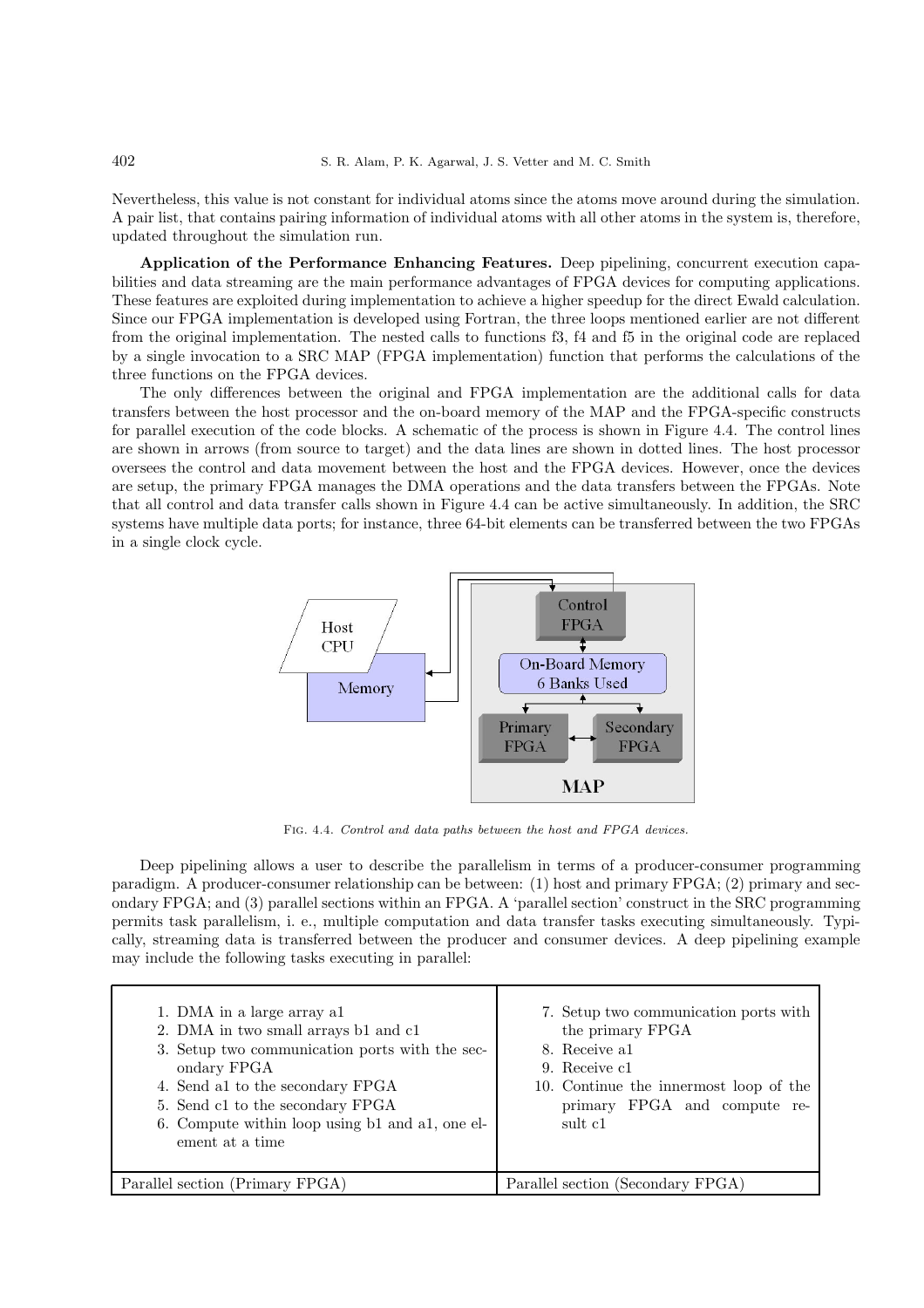Nevertheless, this value is not constant for individual atoms since the atoms move around during the simulation. A pair list, that contains pairing information of individual atoms with all other atoms in the system is, therefore, updated throughout the simulation run.

**Application of the Performance Enhancing Features.** Deep pipelining, concurrent execution capabilities and data streaming are the main performance advantages of FPGA devices for computing applications. These features are exploited during implementation to achieve a higher speedup for the direct Ewald calculation. Since our FPGA implementation is developed using Fortran, the three loops mentioned earlier are not different from the original implementation. The nested calls to functions f3, f4 and f5 in the original code are replaced by a single invocation to a SRC MAP (FPGA implementation) function that performs the calculations of the three functions on the FPGA devices.

The only differences between the original and FPGA implementation are the additional calls for data transfers between the host processor and the on-board memory of the MAP and the FPGA-specific constructs for parallel execution of the code blocks. A schematic of the process is shown in Figure 4.4. The control lines are shown in arrows (from source to target) and the data lines are shown in dotted lines. The host processor oversees the control and data movement between the host and the FPGA devices. However, once the devices are setup, the primary FPGA manages the DMA operations and the data transfers between the FPGAs. Note that all control and data transfer calls shown in Figure 4.4 can be active simultaneously. In addition, the SRC systems have multiple data ports; for instance, three 64-bit elements can be transferred between the two FPGAs in a single clock cycle.

Fig. 4.4. *Control and data paths between the host and FPGA devices.*

Deep pipelining allows a user to describe the parallelism in terms of a producer-consumer programming paradigm. A producer-consumer relationship can be between: (1) host and primary FPGA; (2) primary and secondary FPGA; and (3) parallel sections within an FPGA. A 'parallel section' construct in the SRC programming permits task parallelism, i. e., multiple computation and data transfer tasks executing simultaneously. Typically, streaming data is transferred between the producer and consumer devices. A deep pipelining example may include the following tasks executing in parallel:

| Parallel section (Primary FPGA) | Parallel section (Secondary FPGA) |
|---|---|
| 1. DMA in a large array a1<br>2. DMA in two small arrays b1 and c1<br>3. Setup two communication ports with the secondary FPGA<br>4. Send a1 to the secondary FPGA<br>5. Send c1 to the secondary FPGA<br>6. Compute within loop using b1 and a1, one element at a time | 7. Setup two communication ports with the primary FPGA<br>8. Receive a1<br>9. Receive c1<br>10. Continue the innermost loop of the primary FPGA and compute result c1 |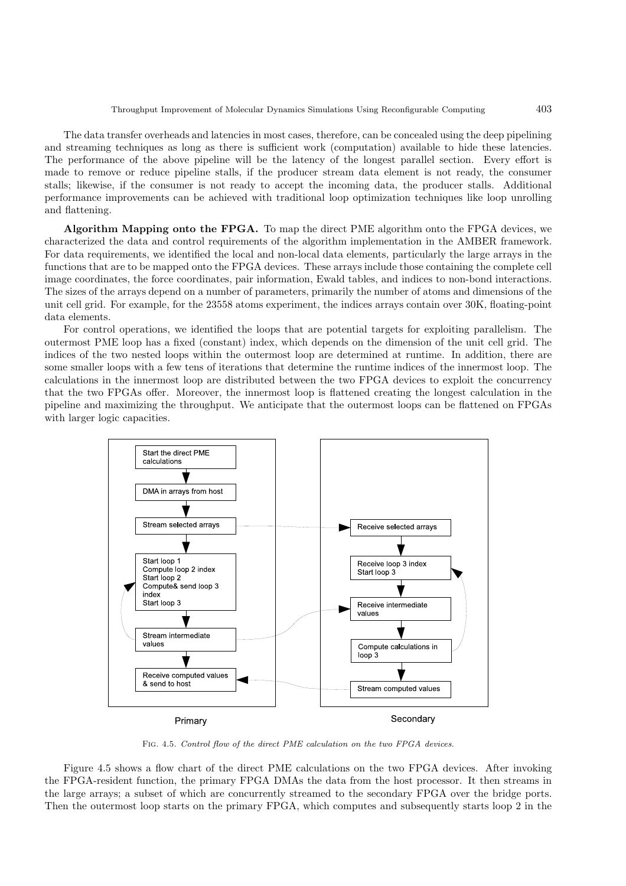The data transfer overheads and latencies in most cases, therefore, can be concealed using the deep pipelining and streaming techniques as long as there is sufficient work (computation) available to hide these latencies. The performance of the above pipeline will be the latency of the longest parallel section. Every effort is made to remove or reduce pipeline stalls, if the producer stream data element is not ready, the consumer stalls; likewise, if the consumer is not ready to accept the incoming data, the producer stalls. Additional performance improvements can be achieved with traditional loop optimization techniques like loop unrolling and flattening.

**Algorithm Mapping onto the FPGA.** To map the direct PME algorithm onto the FPGA devices, we characterized the data and control requirements of the algorithm implementation in the AMBER framework. For data requirements, we identified the local and non-local data elements, particularly the large arrays in the functions that are to be mapped onto the FPGA devices. These arrays include those containing the complete cell image coordinates, the force coordinates, pair information, Ewald tables, and indices to non-bond interactions. The sizes of the arrays depend on a number of parameters, primarily the number of atoms and dimensions of the unit cell grid. For example, for the 23558 atoms experiment, the indices arrays contain over 30K, floating-point data elements.

For control operations, we identified the loops that are potential targets for exploiting parallelism. The outermost PME loop has a fixed (constant) index, which depends on the dimension of the unit cell grid. The indices of the two nested loops within the outermost loop are determined at runtime. In addition, there are some smaller loops with a few tens of iterations that determine the runtime indices of the innermost loop. The calculations in the innermost loop are distributed between the two FPGA devices to exploit the concurrency that the two FPGAs offer. Moreover, the innermost loop is flattened creating the longest calculation in the pipeline and maximizing the throughput. We anticipate that the outermost loops can be flattened on FPGAs with larger logic capacities.

Primary:
- Start the direct PME calculations
- DMA in arrays from host
- Stream selected arrays
- Start loop 1 / Compute loop 2 index / Start loop 2 / Compute& send loop 3 index / Start loop 3
- Stream intermediate values
- Receive computed values & send to host

Secondary:
- Receive selected arrays
- Receive loop 3 index / Start loop 3
- Receive intermediate values
- Compute calculations in loop 3
- Stream computed values

Fig. 4.5. *Control flow of the direct PME calculation on the two FPGA devices.*

Figure 4.5 shows a flow chart of the direct PME calculations on the two FPGA devices. After invoking the FPGA-resident function, the primary FPGA DMAs the data from the host processor. It then streams in the large arrays; a subset of which are concurrently streamed to the secondary FPGA over the bridge ports. Then the outermost loop starts on the primary FPGA, which computes and subsequently starts loop 2 in the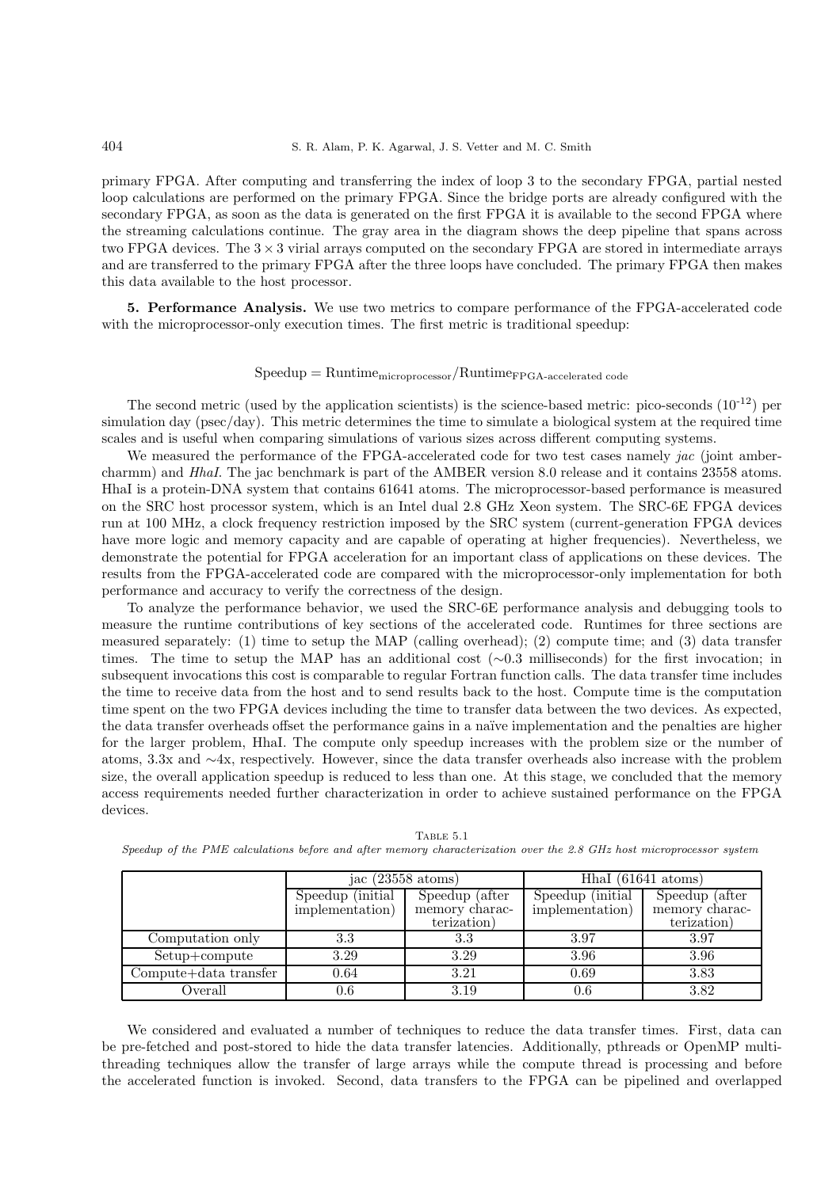primary FPGA. After computing and transferring the index of loop 3 to the secondary FPGA, partial nested loop calculations are performed on the primary FPGA. Since the bridge ports are already configured with the secondary FPGA, as soon as the data is generated on the first FPGA it is available to the second FPGA where the streaming calculations continue. The gray area in the diagram shows the deep pipeline that spans across two FPGA devices. The $3 \times 3$ virial arrays computed on the secondary FPGA are stored in intermediate arrays and are transferred to the primary FPGA after the three loops have concluded. The primary FPGA then makes this data available to the host processor.

**5. Performance Analysis.** We use two metrics to compare performance of the FPGA-accelerated code with the microprocessor-only execution times. The first metric is traditional speedup:

$$\text{Speedup} = \text{Runtime}_{\text{microprocessor}}/\text{Runtime}_{\text{FPGA-accelerated code}}$$

The second metric (used by the application scientists) is the science-based metric: pico-seconds ($10^{-12}$) per simulation day (psec/day). This metric determines the time to simulate a biological system at the required time scales and is useful when comparing simulations of various sizes across different computing systems.

We measured the performance of the FPGA-accelerated code for two test cases namely *jac* (joint amber-charmm) and *HhaI*. The jac benchmark is part of the AMBER version 8.0 release and it contains 23558 atoms. HhaI is a protein-DNA system that contains 61641 atoms. The microprocessor-based performance is measured on the SRC host processor system, which is an Intel dual 2.8 GHz Xeon system. The SRC-6E FPGA devices run at 100 MHz, a clock frequency restriction imposed by the SRC system (current-generation FPGA devices have more logic and memory capacity and are capable of operating at higher frequencies). Nevertheless, we demonstrate the potential for FPGA acceleration for an important class of applications on these devices. The results from the FPGA-accelerated code are compared with the microprocessor-only implementation for both performance and accuracy to verify the correctness of the design.

To analyze the performance behavior, we used the SRC-6E performance analysis and debugging tools to measure the runtime contributions of key sections of the accelerated code. Runtimes for three sections are measured separately: (1) time to setup the MAP (calling overhead); (2) compute time; and (3) data transfer times. The time to setup the MAP has an additional cost (∼0.3 milliseconds) for the first invocation; in subsequent invocations this cost is comparable to regular Fortran function calls. The data transfer time includes the time to receive data from the host and to send results back to the host. Compute time is the computation time spent on the two FPGA devices including the time to transfer data between the two devices. As expected, the data transfer overheads offset the performance gains in a naïve implementation and the penalties are higher for the larger problem, HhaI. The compute only speedup increases with the problem size or the number of atoms, 3.3x and ∼4x, respectively. However, since the data transfer overheads also increase with the problem size, the overall application speedup is reduced to less than one. At this stage, we concluded that the memory access requirements needed further characterization in order to achieve sustained performance on the FPGA devices.

Table 5.1
*Speedup of the PME calculations before and after memory characterization over the 2.8 GHz host microprocessor system*

| | jac (23558 atoms) | | HhaI (61641 atoms) | |
|---|---|---|---|---|
| | Speedup (initial implementation) | Speedup (after memory characterization) | Speedup (initial implementation) | Speedup (after memory characterization) |
| Computation only | 3.3 | 3.3 | 3.97 | 3.97 |
| Setup+compute | 3.29 | 3.29 | 3.96 | 3.96 |
| Compute+data transfer | 0.64 | 3.21 | 0.69 | 3.83 |
| Overall | 0.6 | 3.19 | 0.6 | 3.82 |

We considered and evaluated a number of techniques to reduce the data transfer times. First, data can be pre-fetched and post-stored to hide the data transfer latencies. Additionally, pthreads or OpenMP multi-threading techniques allow the transfer of large arrays while the compute thread is processing and before the accelerated function is invoked. Second, data transfers to the FPGA can be pipelined and overlapped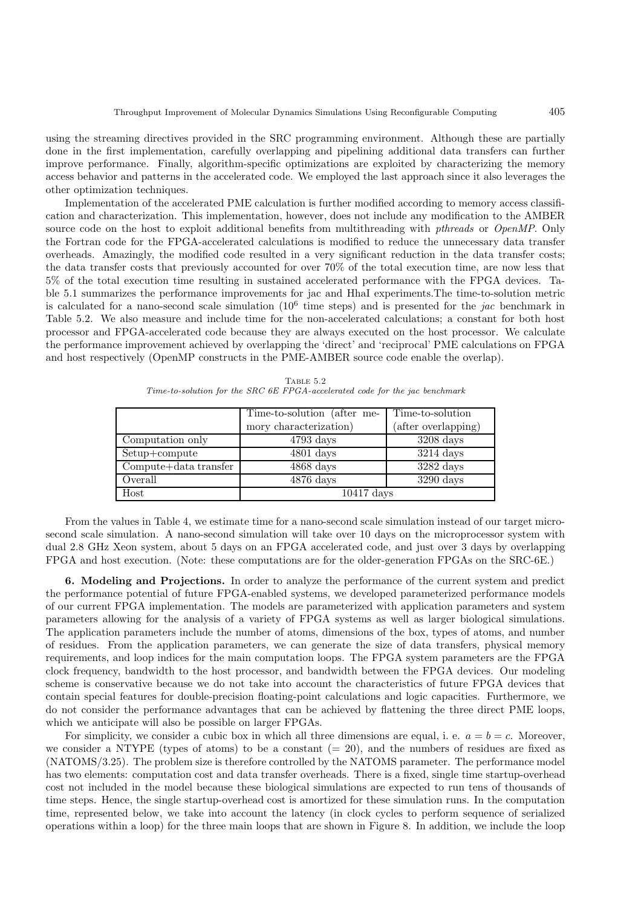using the streaming directives provided in the SRC programming environment. Although these are partially done in the first implementation, carefully overlapping and pipelining additional data transfers can further improve performance. Finally, algorithm-specific optimizations are exploited by characterizing the memory access behavior and patterns in the accelerated code. We employed the last approach since it also leverages the other optimization techniques.

Implementation of the accelerated PME calculation is further modified according to memory access classification and characterization. This implementation, however, does not include any modification to the AMBER source code on the host to exploit additional benefits from multithreading with *pthreads* or *OpenMP*. Only the Fortran code for the FPGA-accelerated calculations is modified to reduce the unnecessary data transfer overheads. Amazingly, the modified code resulted in a very significant reduction in the data transfer costs; the data transfer costs that previously accounted for over 70% of the total execution time, are now less that 5% of the total execution time resulting in sustained accelerated performance with the FPGA devices. Table 5.1 summarizes the performance improvements for jac and HhaI experiments.The time-to-solution metric is calculated for a nano-second scale simulation ($10^6$ time steps) and is presented for the *jac* benchmark in Table 5.2. We also measure and include time for the non-accelerated calculations; a constant for both host processor and FPGA-accelerated code because they are always executed on the host processor. We calculate the performance improvement achieved by overlapping the 'direct' and 'reciprocal' PME calculations on FPGA and host respectively (OpenMP constructs in the PME-AMBER source code enable the overlap).

Table 5.2
*Time-to-solution for the SRC 6E FPGA-accelerated code for the jac benchmark*

| | Time-to-solution (after memory characterization) | Time-to-solution (after overlapping) |
|---|---|---|
| Computation only | 4793 days | 3208 days |
| Setup+compute | 4801 days | 3214 days |
| Compute+data transfer | 4868 days | 3282 days |
| Overall | 4876 days | 3290 days |
| Host | 10417 days | |

From the values in Table 4, we estimate time for a nano-second scale simulation instead of our target microsecond scale simulation. A nano-second simulation will take over 10 days on the microprocessor system with dual 2.8 GHz Xeon system, about 5 days on an FPGA accelerated code, and just over 3 days by overlapping FPGA and host execution. (Note: these computations are for the older-generation FPGAs on the SRC-6E.)

**6. Modeling and Projections.** In order to analyze the performance of the current system and predict the performance potential of future FPGA-enabled systems, we developed parameterized performance models of our current FPGA implementation. The models are parameterized with application parameters and system parameters allowing for the analysis of a variety of FPGA systems as well as larger biological simulations. The application parameters include the number of atoms, dimensions of the box, types of atoms, and number of residues. From the application parameters, we can generate the size of data transfers, physical memory requirements, and loop indices for the main computation loops. The FPGA system parameters are the FPGA clock frequency, bandwidth to the host processor, and bandwidth between the FPGA devices. Our modeling scheme is conservative because we do not take into account the characteristics of future FPGA devices that contain special features for double-precision floating-point calculations and logic capacities. Furthermore, we do not consider the performance advantages that can be achieved by flattening the three direct PME loops, which we anticipate will also be possible on larger FPGAs.

For simplicity, we consider a cubic box in which all three dimensions are equal, i. e. $a = b = c$. Moreover, we consider a NTYPE (types of atoms) to be a constant ($= 20$), and the numbers of residues are fixed as (NATOMS/3.25). The problem size is therefore controlled by the NATOMS parameter. The performance model has two elements: computation cost and data transfer overheads. There is a fixed, single time startup-overhead cost not included in the model because these biological simulations are expected to run tens of thousands of time steps. Hence, the single startup-overhead cost is amortized for these simulation runs. In the computation time, represented below, we take into account the latency (in clock cycles to perform sequence of serialized operations within a loop) for the three main loops that are shown in Figure 8. In addition, we include the loop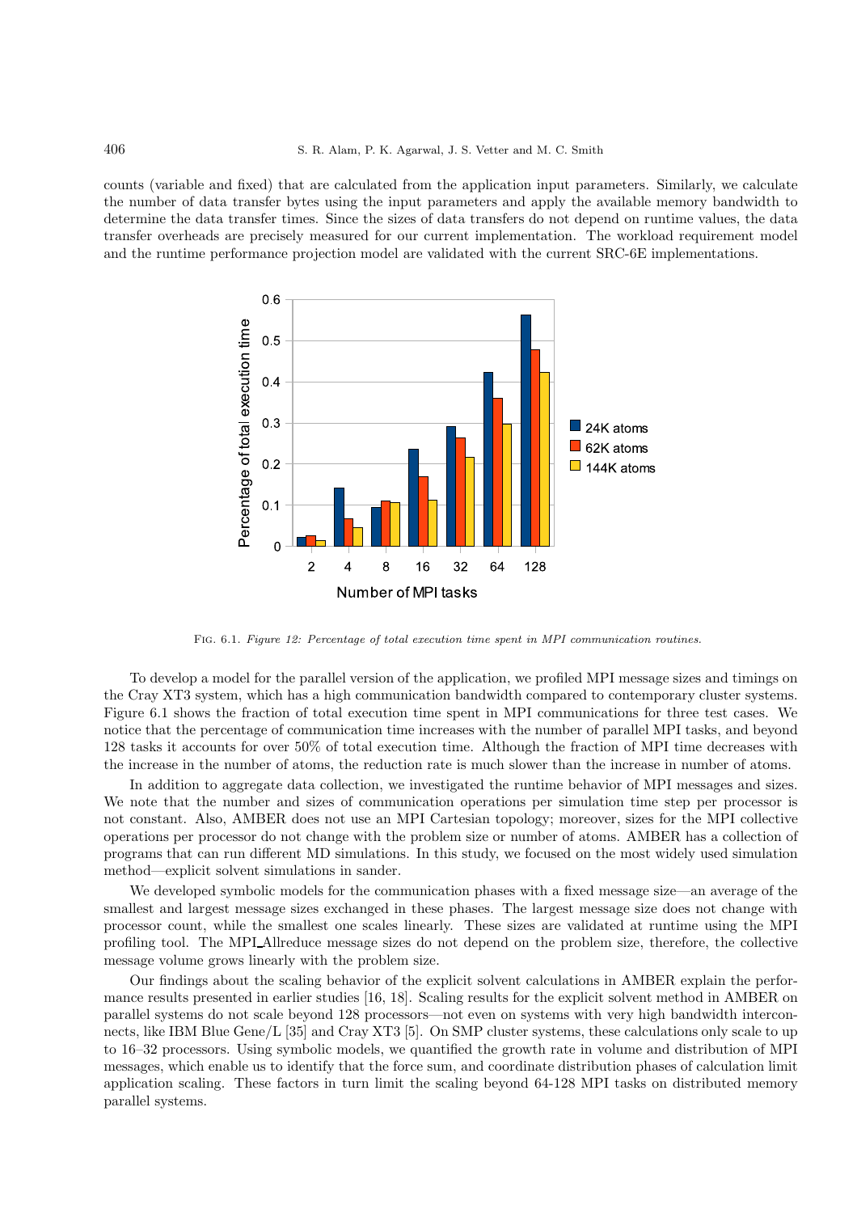counts (variable and fixed) that are calculated from the application input parameters. Similarly, we calculate the number of data transfer bytes using the input parameters and apply the available memory bandwidth to determine the data transfer times. Since the sizes of data transfers do not depend on runtime values, the data transfer overheads are precisely measured for our current implementation. The workload requirement model and the runtime performance projection model are validated with the current SRC-6E implementations.

Fig. 6.1. *Figure 12: Percentage of total execution time spent in MPI communication routines.*

To develop a model for the parallel version of the application, we profiled MPI message sizes and timings on the Cray XT3 system, which has a high communication bandwidth compared to contemporary cluster systems. Figure 6.1 shows the fraction of total execution time spent in MPI communications for three test cases. We notice that the percentage of communication time increases with the number of parallel MPI tasks, and beyond 128 tasks it accounts for over 50% of total execution time. Although the fraction of MPI time decreases with the increase in the number of atoms, the reduction rate is much slower than the increase in number of atoms.

In addition to aggregate data collection, we investigated the runtime behavior of MPI messages and sizes. We note that the number and sizes of communication operations per simulation time step per processor is not constant. Also, AMBER does not use an MPI Cartesian topology; moreover, sizes for the MPI collective operations per processor do not change with the problem size or number of atoms. AMBER has a collection of programs that can run different MD simulations. In this study, we focused on the most widely used simulation method—explicit solvent simulations in sander.

We developed symbolic models for the communication phases with a fixed message size—an average of the smallest and largest message sizes exchanged in these phases. The largest message size does not change with processor count, while the smallest one scales linearly. These sizes are validated at runtime using the MPI profiling tool. The MPI_Allreduce message sizes do not depend on the problem size, therefore, the collective message volume grows linearly with the problem size.

Our findings about the scaling behavior of the explicit solvent calculations in AMBER explain the performance results presented in earlier studies [16, 18]. Scaling results for the explicit solvent method in AMBER on parallel systems do not scale beyond 128 processors—not even on systems with very high bandwidth interconnects, like IBM Blue Gene/L [35] and Cray XT3 [5]. On SMP cluster systems, these calculations only scale to up to 16–32 processors. Using symbolic models, we quantified the growth rate in volume and distribution of MPI messages, which enable us to identify that the force sum, and coordinate distribution phases of calculation limit application scaling. These factors in turn limit the scaling beyond 64-128 MPI tasks on distributed memory parallel systems.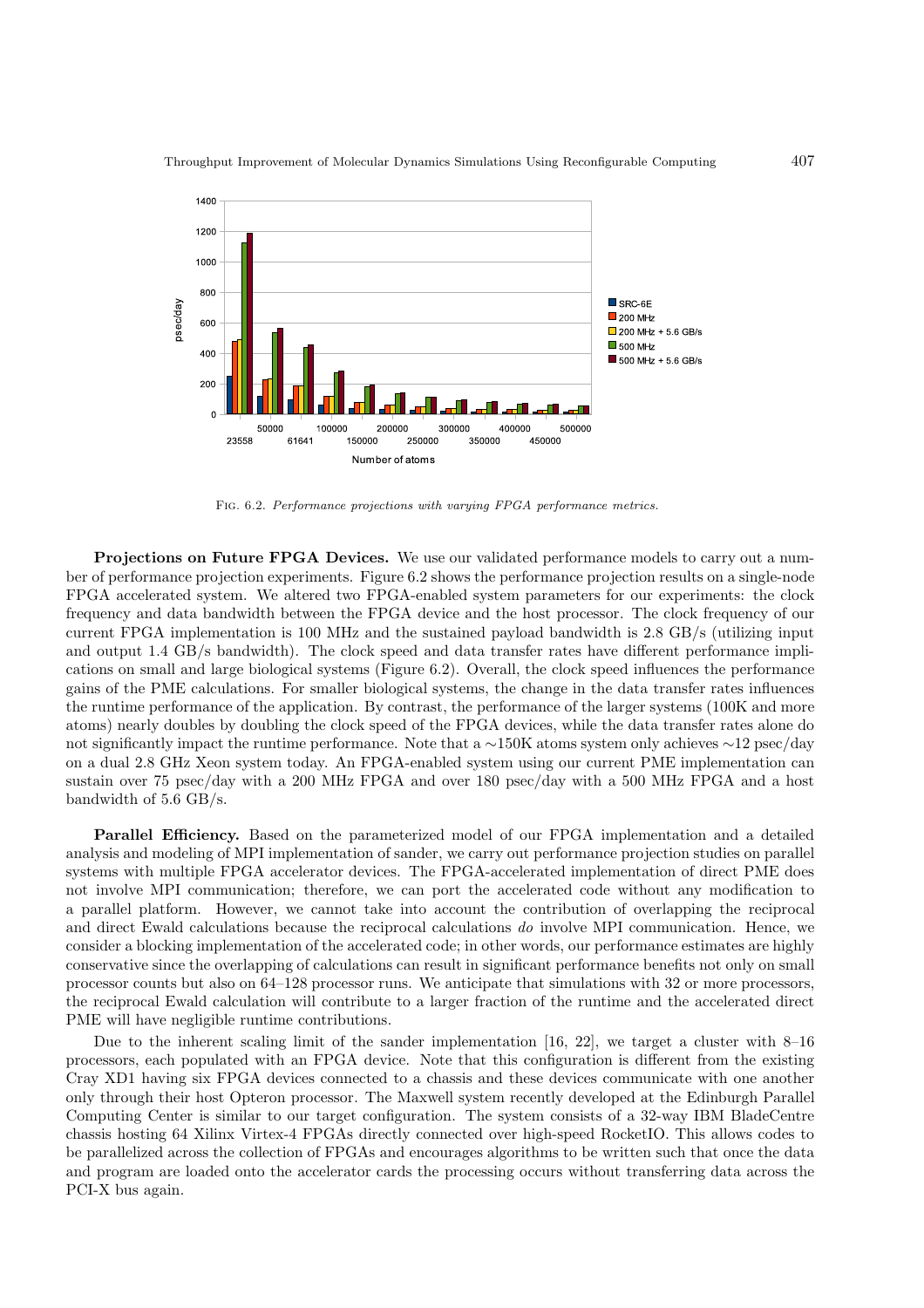FIG. 6.2. *Performance projections with varying FPGA performance metrics.*

**Projections on Future FPGA Devices.** We use our validated performance models to carry out a number of performance projection experiments. Figure 6.2 shows the performance projection results on a single-node FPGA accelerated system. We altered two FPGA-enabled system parameters for our experiments: the clock frequency and data bandwidth between the FPGA device and the host processor. The clock frequency of our current FPGA implementation is 100 MHz and the sustained payload bandwidth is 2.8 GB/s (utilizing input and output 1.4 GB/s bandwidth). The clock speed and data transfer rates have different performance implications on small and large biological systems (Figure 6.2). Overall, the clock speed influences the performance gains of the PME calculations. For smaller biological systems, the change in the data transfer rates influences the runtime performance of the application. By contrast, the performance of the larger systems (100K and more atoms) nearly doubles by doubling the clock speed of the FPGA devices, while the data transfer rates alone do not significantly impact the runtime performance. Note that a ∼150K atoms system only achieves ∼12 psec/day on a dual 2.8 GHz Xeon system today. An FPGA-enabled system using our current PME implementation can sustain over 75 psec/day with a 200 MHz FPGA and over 180 psec/day with a 500 MHz FPGA and a host bandwidth of 5.6 GB/s.

**Parallel Efficiency.** Based on the parameterized model of our FPGA implementation and a detailed analysis and modeling of MPI implementation of sander, we carry out performance projection studies on parallel systems with multiple FPGA accelerator devices. The FPGA-accelerated implementation of direct PME does not involve MPI communication; therefore, we can port the accelerated code without any modification to a parallel platform. However, we cannot take into account the contribution of overlapping the reciprocal and direct Ewald calculations because the reciprocal calculations *do* involve MPI communication. Hence, we consider a blocking implementation of the accelerated code; in other words, our performance estimates are highly conservative since the overlapping of calculations can result in significant performance benefits not only on small processor counts but also on 64–128 processor runs. We anticipate that simulations with 32 or more processors, the reciprocal Ewald calculation will contribute to a larger fraction of the runtime and the accelerated direct PME will have negligible runtime contributions.

Due to the inherent scaling limit of the sander implementation [16, 22], we target a cluster with 8–16 processors, each populated with an FPGA device. Note that this configuration is different from the existing Cray XD1 having six FPGA devices connected to a chassis and these devices communicate with one another only through their host Opteron processor. The Maxwell system recently developed at the Edinburgh Parallel Computing Center is similar to our target configuration. The system consists of a 32-way IBM BladeCentre chassis hosting 64 Xilinx Virtex-4 FPGAs directly connected over high-speed RocketIO. This allows codes to be parallelized across the collection of FPGAs and encourages algorithms to be written such that once the data and program are loaded onto the accelerator cards the processing occurs without transferring data across the PCI-X bus again.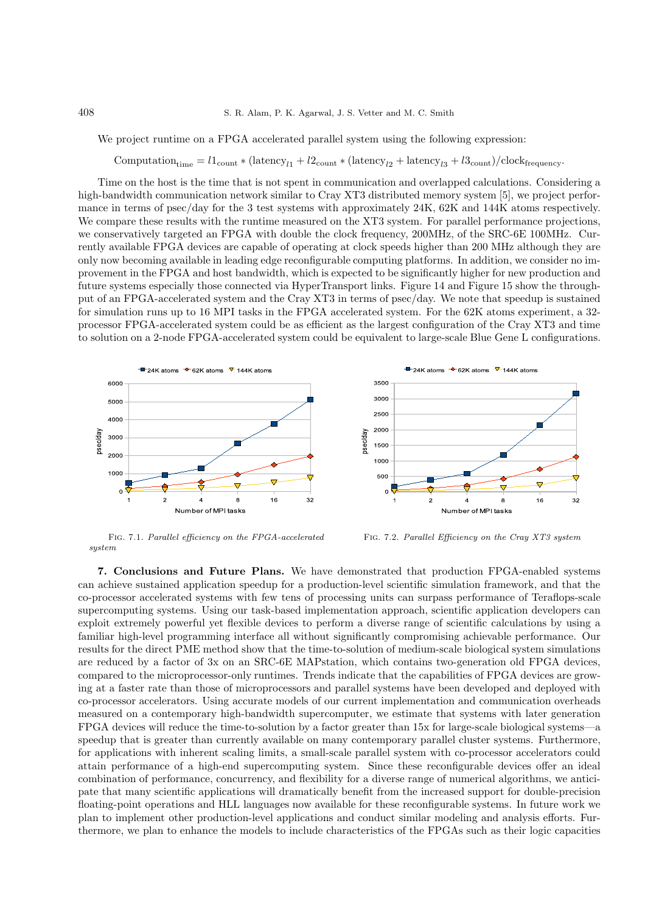We project runtime on a FPGA accelerated parallel system using the following expression:

$$\text{Computation}_{\text{time}} = l1_{\text{count}} * (\text{latency}_{l1} + l2_{\text{count}} * (\text{latency}_{l2} + \text{latency}_{l3} + l3_{\text{count}})/\text{clock}_{\text{frequency}}.$$

Time on the host is the time that is not spent in communication and overlapped calculations. Considering a high-bandwidth communication network similar to Cray XT3 distributed memory system [5], we project performance in terms of psec/day for the 3 test systems with approximately 24K, 62K and 144K atoms respectively. We compare these results with the runtime measured on the XT3 system. For parallel performance projections, we conservatively targeted an FPGA with double the clock frequency, 200MHz, of the SRC-6E 100MHz. Currently available FPGA devices are capable of operating at clock speeds higher than 200 MHz although they are only now becoming available in leading edge reconfigurable computing platforms. In addition, we consider no improvement in the FPGA and host bandwidth, which is expected to be significantly higher for new production and future systems especially those connected via HyperTransport links. Figure 14 and Figure 15 show the throughput of an FPGA-accelerated system and the Cray XT3 in terms of psec/day. We note that speedup is sustained for simulation runs up to 16 MPI tasks in the FPGA accelerated system. For the 62K atoms experiment, a 32-processor FPGA-accelerated system could be as efficient as the largest configuration of the Cray XT3 and time to solution on a 2-node FPGA-accelerated system could be equivalent to large-scale Blue Gene L configurations.

Fig. 7.1. *Parallel efficiency on the FPGA-accelerated system*

Fig. 7.2. *Parallel Efficiency on the Cray XT3 system*

**7. Conclusions and Future Plans.** We have demonstrated that production FPGA-enabled systems can achieve sustained application speedup for a production-level scientific simulation framework, and that the co-processor accelerated systems with few tens of processing units can surpass performance of Teraflops-scale supercomputing systems. Using our task-based implementation approach, scientific application developers can exploit extremely powerful yet flexible devices to perform a diverse range of scientific calculations by using a familiar high-level programming interface all without significantly compromising achievable performance. Our results for the direct PME method show that the time-to-solution of medium-scale biological system simulations are reduced by a factor of 3x on an SRC-6E MAPstation, which contains two-generation old FPGA devices, compared to the microprocessor-only runtimes. Trends indicate that the capabilities of FPGA devices are growing at a faster rate than those of microprocessors and parallel systems have been developed and deployed with co-processor accelerators. Using accurate models of our current implementation and communication overheads measured on a contemporary high-bandwidth supercomputer, we estimate that systems with later generation FPGA devices will reduce the time-to-solution by a factor greater than 15x for large-scale biological systems—a speedup that is greater than currently available on many contemporary parallel cluster systems. Furthermore, for applications with inherent scaling limits, a small-scale parallel system with co-processor accelerators could attain performance of a high-end supercomputing system. Since these reconfigurable devices offer an ideal combination of performance, concurrency, and flexibility for a diverse range of numerical algorithms, we anticipate that many scientific applications will dramatically benefit from the increased support for double-precision floating-point operations and HLL languages now available for these reconfigurable systems. In future work we plan to implement other production-level applications and conduct similar modeling and analysis efforts. Furthermore, we plan to enhance the models to include characteristics of the FPGAs such as their logic capacities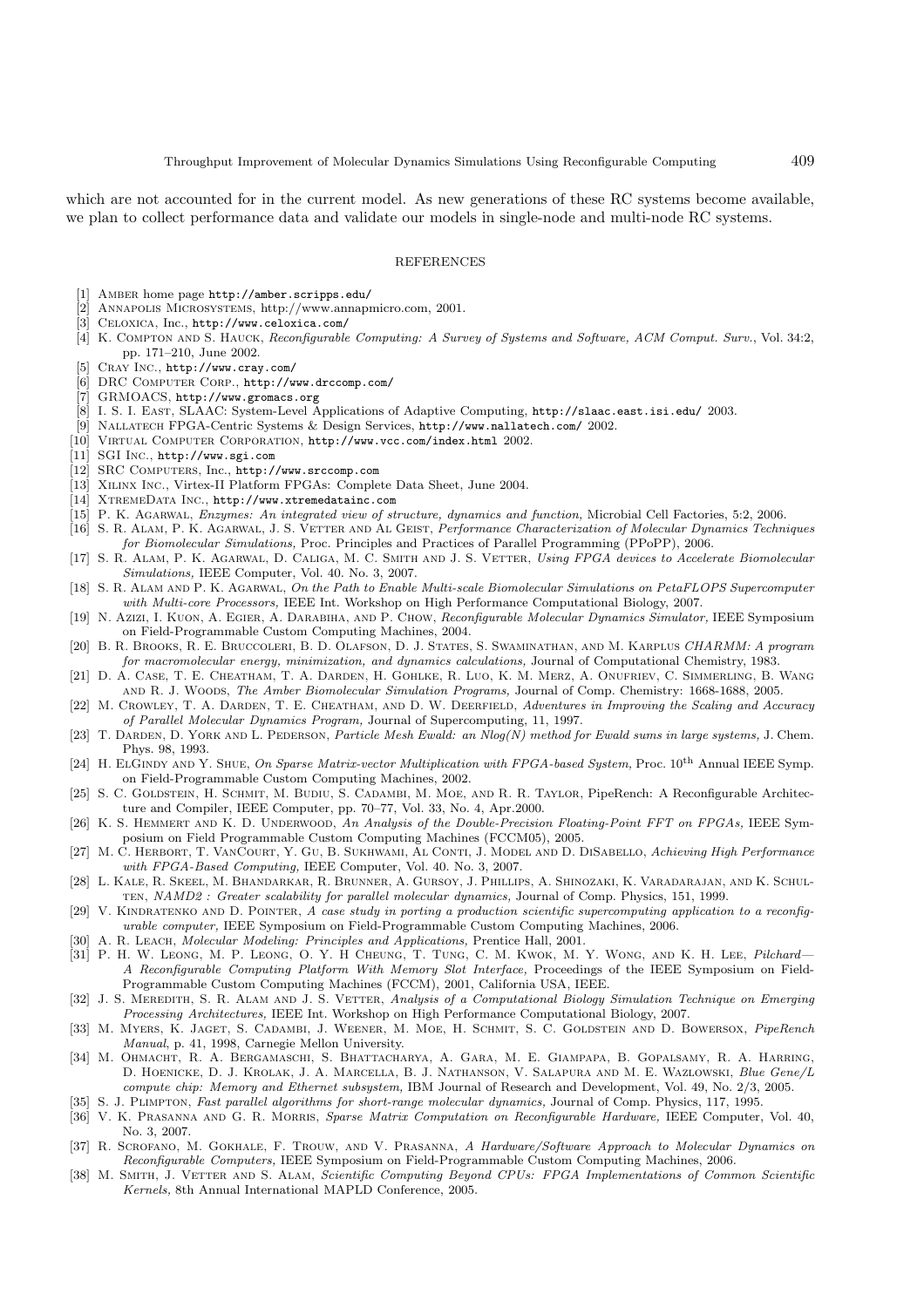which are not accounted for in the current model. As new generations of these RC systems become available, we plan to collect performance data and validate our models in single-node and multi-node RC systems.

## REFERENCES

[1] Amber home page http://amber.scripps.edu/

[2] Annapolis Microsystems, http://www.annapmicro.com, 2001.

[3] Celoxica, Inc., http://www.celoxica.com/

[4] K. Compton and S. Hauck, *Reconfigurable Computing: A Survey of Systems and Software, ACM Comput. Surv.*, Vol. 34:2, pp. 171–210, June 2002.

[5] Cray Inc., http://www.cray.com/

[6] DRC Computer Corp., http://www.drccomp.com/

[7] GRMOACS, http://www.gromacs.org

[8] I. S. I. East, SLAAC: System-Level Applications of Adaptive Computing, http://slaac.east.isi.edu/ 2003.

[9] Nallatech FPGA-Centric Systems & Design Services, http://www.nallatech.com/ 2002.

[10] Virtual Computer Corporation, http://www.vcc.com/index.html 2002.

[11] SGI Inc., http://www.sgi.com

[12] SRC Computers, Inc., http://www.srccomp.com

[13] Xilinx Inc., Virtex-II Platform FPGAs: Complete Data Sheet, June 2004.

[14] XtremeData Inc., http://www.xtremedatainc.com

[15] P. K. Agarwal, *Enzymes: An integrated view of structure, dynamics and function,* Microbial Cell Factories, 5:2, 2006.

[16] S. R. Alam, P. K. Agarwal, J. S. Vetter and Al Geist, *Performance Characterization of Molecular Dynamics Techniques for Biomolecular Simulations,* Proc. Principles and Practices of Parallel Programming (PPoPP), 2006.

[17] S. R. Alam, P. K. Agarwal, D. Caliga, M. C. Smith and J. S. Vetter, *Using FPGA devices to Accelerate Biomolecular Simulations,* IEEE Computer, Vol. 40. No. 3, 2007.

[18] S. R. Alam and P. K. Agarwal, *On the Path to Enable Multi-scale Biomolecular Simulations on PetaFLOPS Supercomputer with Multi-core Processors,* IEEE Int. Workshop on High Performance Computational Biology, 2007.

[19] N. Azizi, I. Kuon, A. Egier, A. Darabiha, and P. Chow, *Reconfigurable Molecular Dynamics Simulator,* IEEE Symposium on Field-Programmable Custom Computing Machines, 2004.

[20] B. R. Brooks, R. E. Bruccoleri, B. D. Olafson, D. J. States, S. Swaminathan, and M. Karplus *CHARMM: A program for macromolecular energy, minimization, and dynamics calculations,* Journal of Computational Chemistry, 1983.

[21] D. A. Case, T. E. Cheatham, T. A. Darden, H. Gohlke, R. Luo, K. M. Merz, A. Onufriev, C. Simmerling, B. Wang and R. J. Woods, *The Amber Biomolecular Simulation Programs,* Journal of Comp. Chemistry: 1668-1688, 2005.

[22] M. Crowley, T. A. Darden, T. E. Cheatham, and D. W. Deerfield, *Adventures in Improving the Scaling and Accuracy of Parallel Molecular Dynamics Program,* Journal of Supercomputing, 11, 1997.

[23] T. Darden, D. York and L. Pederson, *Particle Mesh Ewald: an Nlog(N) method for Ewald sums in large systems,* J. Chem. Phys. 98, 1993.

[24] H. ElGindy and Y. Shue, *On Sparse Matrix-vector Multiplication with FPGA-based System*, Proc. 10th Annual IEEE Symp. on Field-Programmable Custom Computing Machines, 2002.

[25] S. C. Goldstein, H. Schmit, M. Budiu, S. Cadambi, M. Moe, and R. R. Taylor, PipeRench: A Reconfigurable Architecture and Compiler, IEEE Computer, pp. 70–77, Vol. 33, No. 4, Apr.2000.

[26] K. S. Hemmert and K. D. Underwood, *An Analysis of the Double-Precision Floating-Point FFT on FPGAs,* IEEE Symposium on Field Programmable Custom Computing Machines (FCCM05), 2005.

[27] M. C. Herbort, T. VanCourt, Y. Gu, B. Sukhwami, Al Conti, J. Model and D. DiSabello, *Achieving High Performance with FPGA-Based Computing,* IEEE Computer, Vol. 40. No. 3, 2007.

[28] L. Kale, R. Skeel, M. Bhandarkar, R. Brunner, A. Gursoy, J. Phillips, A. Shinozaki, K. Varadarajan, and K. Schulten, *NAMD2 : Greater scalability for parallel molecular dynamics,* Journal of Comp. Physics, 151, 1999.

[29] V. Kindratenko and D. Pointer, *A case study in porting a production scientific supercomputing application to a reconfigurable computer,* IEEE Symposium on Field-Programmable Custom Computing Machines, 2006.

[30] A. R. Leach, *Molecular Modeling: Principles and Applications,* Prentice Hall, 2001.

[31] P. H. W. Leong, M. P. Leong, O. Y. H Cheung, T. Tung, C. M. Kwok, M. Y. Wong, and K. H. Lee, *Pilchard— A Reconfigurable Computing Platform With Memory Slot Interface,* Proceedings of the IEEE Symposium on Field-Programmable Custom Computing Machines (FCCM), 2001, California USA, IEEE.

[32] J. S. Meredith, S. R. Alam and J. S. Vetter, *Analysis of a Computational Biology Simulation Technique on Emerging Processing Architectures,* IEEE Int. Workshop on High Performance Computational Biology, 2007.

[33] M. Myers, K. Jaget, S. Cadambi, J. Weener, M. Moe, H. Schmit, S. C. Goldstein and D. Bowersox, *PipeRench Manual*, p. 41, 1998, Carnegie Mellon University.

[34] M. Ohmacht, R. A. Bergamaschi, S. Bhattacharya, A. Gara, M. E. Giampapa, B. Gopalsamy, R. A. Harring, D. Hoenicke, D. J. Krolak, J. A. Marcella, B. J. Nathanson, V. Salapura and M. E. Wazlowski, *Blue Gene/L compute chip: Memory and Ethernet subsystem,* IBM Journal of Research and Development, Vol. 49, No. 2/3, 2005.

[35] S. J. Plimpton, *Fast parallel algorithms for short-range molecular dynamics,* Journal of Comp. Physics, 117, 1995.

[36] V. K. Prasanna and G. R. Morris, *Sparse Matrix Computation on Reconfigurable Hardware,* IEEE Computer, Vol. 40, No. 3, 2007.

[37] R. Scrofano, M. Gokhale, F. Trouw, and V. Prasanna, *A Hardware/Software Approach to Molecular Dynamics on Reconfigurable Computers,* IEEE Symposium on Field-Programmable Custom Computing Machines, 2006.

[38] M. Smith, J. Vetter and S. Alam, *Scientific Computing Beyond CPUs: FPGA Implementations of Common Scientific Kernels,* 8th Annual International MAPLD Conference, 2005.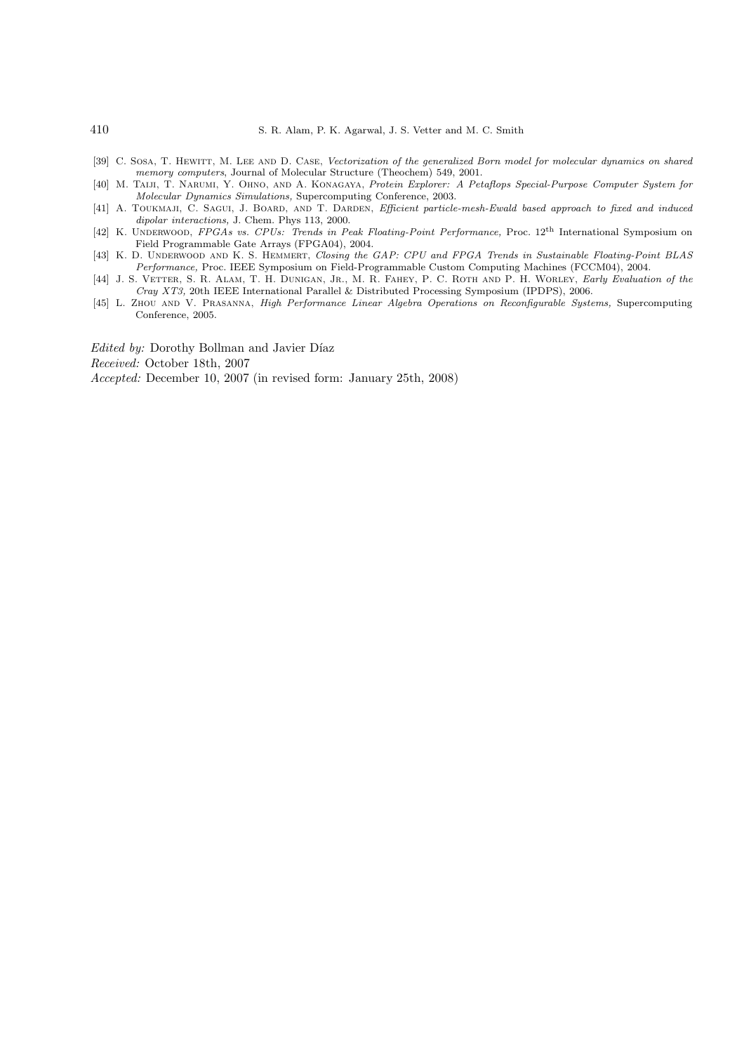[39] C. Sosa, T. Hewitt, M. Lee and D. Case, *Vectorization of the generalized Born model for molecular dynamics on shared memory computers*, Journal of Molecular Structure (Theochem) 549, 2001.

[40] M. Taiji, T. Narumi, Y. Ohno, and A. Konagaya, *Protein Explorer: A Petaflops Special-Purpose Computer System for Molecular Dynamics Simulations,* Supercomputing Conference, 2003.

[41] A. Toukmaji, C. Sagui, J. Board, and T. Darden, *Efficient particle-mesh-Ewald based approach to fixed and induced dipolar interactions,* J. Chem. Phys 113, 2000.

[42] K. Underwood, *FPGAs vs. CPUs: Trends in Peak Floating-Point Performance,* Proc. 12th International Symposium on Field Programmable Gate Arrays (FPGA04), 2004.

[43] K. D. Underwood and K. S. Hemmert, *Closing the GAP: CPU and FPGA Trends in Sustainable Floating-Point BLAS Performance,* Proc. IEEE Symposium on Field-Programmable Custom Computing Machines (FCCM04), 2004.

[44] J. S. Vetter, S. R. Alam, T. H. Dunigan, Jr., M. R. Fahey, P. C. Roth and P. H. Worley, *Early Evaluation of the Cray XT3,* 20th IEEE International Parallel & Distributed Processing Symposium (IPDPS), 2006.

[45] L. Zhou and V. Prasanna, *High Performance Linear Algebra Operations on Reconfigurable Systems,* Supercomputing Conference, 2005.

*Edited by:* Dorothy Bollman and Javier Díaz

*Received:* October 18th, 2007

*Accepted:* December 10, 2007 (in revised form: January 25th, 2008)